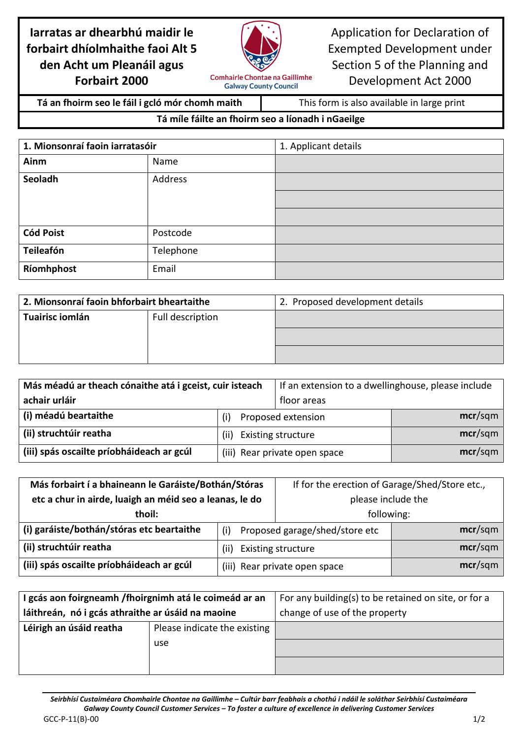| **Iarratas ar dhearbhú maidir le forbairt dhíolmhaithe faoi Alt 5 den Acht um Pleanáil agus Forbairt 2000** | Comhairle Chontae na Gaillimhe Galway County Council | Application for Declaration of Exempted Development under Section 5 of the Planning and Development Act 2000 |
|---|---|---|
| **Tá an fhoirm seo le fáil i gcló mór chomh maith** | | This form is also available in large print |
| **Tá míle fáilte an fhoirm seo a líonadh i nGaeilge** | | |

| **1. Mionsonraí faoin iarratasóir** | | 1. Applicant details |
|---|---|---|
| **Ainm** | Name | |
| **Seoladh** | Address | |
| | | |
| | | |
| **Cód Poist** | Postcode | |
| **Teileafón** | Telephone | |
| **Ríomhphost** | Email | |

| **2. Mionsonraí faoin bhforbairt bheartaithe** | | 2. Proposed development details |
|---|---|---|
| **Tuairisc iomlán** | Full description | |
| | | |
| | | |

| **Más méadú ar theach cónaithe atá i gceist, cuir isteach achair urláir** | If an extension to a dwellinghouse, please include floor areas | |
|---|---|---|
| **(i) méadú beartaithe** | (i) Proposed extension | **mcr**/sqm |
| **(ii) struchtúir reatha** | (ii) Existing structure | **mcr**/sqm |
| **(iii) spás oscailte príobháideach ar gcúl** | (iii) Rear private open space | **mcr**/sqm |

| **Más forbairt í a bhaineann le Garáiste/Bothán/Stóras etc a chur in airde, luaigh an méid seo a leanas, le do thoil:** | If for the erection of Garage/Shed/Store etc., please include the following: | |
|---|---|---|
| **(i) garáiste/bothán/stóras etc beartaithe** | (i) Proposed garage/shed/store etc | **mcr**/sqm |
| **(ii) struchtúir reatha** | (ii) Existing structure | **mcr**/sqm |
| **(iii) spás oscailte príobháideach ar gcúl** | (iii) Rear private open space | **mcr**/sqm |

| **I gcás aon foirgneamh /fhoirgnimh atá le coimeád ar an láithreán, nó i gcás athraithe ar úsáid na maoine** | | For any building(s) to be retained on site, or for a change of use of the property |
|---|---|---|
| **Léirigh an úsáid reatha** | Please indicate the existing use | |
| | | |
| | | |

*Seirbhísí Custaiméara Chomhairle Chontae na Gaillimhe – Cultúr barr feabhais a chothú i ndáil le soláthar Seirbhísí Custaiméara*
*Galway County Council Customer Services – To foster a culture of excellence in delivering Customer Services*

GCC-P-11(B)-00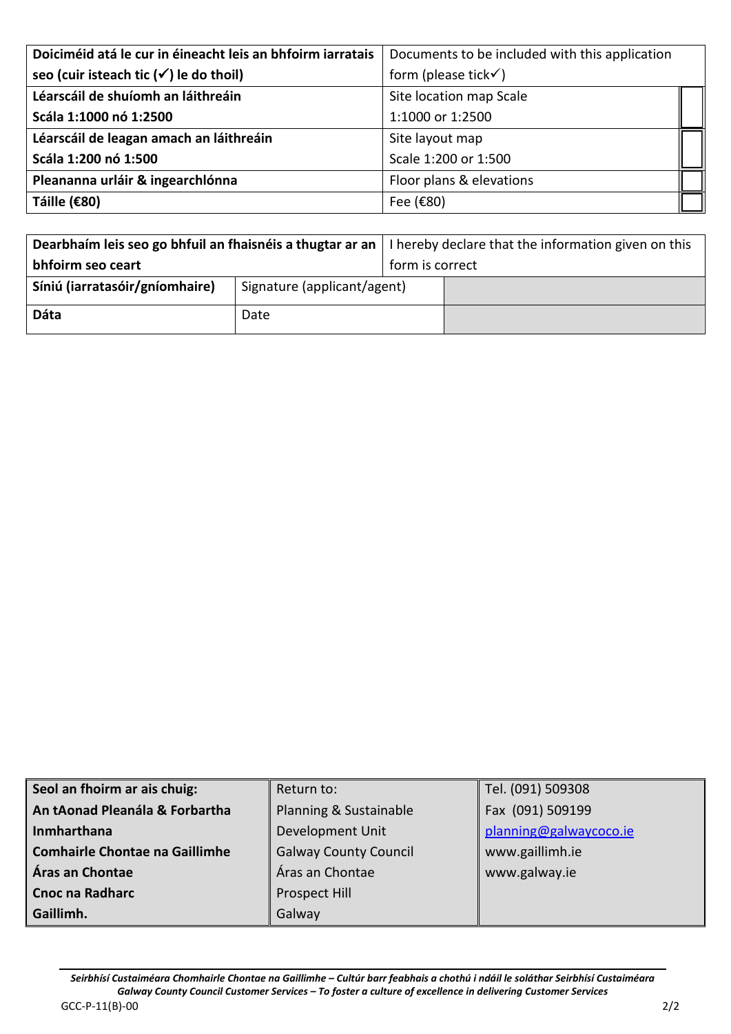| **Doiciméid atá le cur in éineacht leis an bhfoirm iarratais seo (cuir isteach tic (✓) le do thoil)** | Documents to be included with this application form (please tick✓) | |
|---|---|---|
| **Léarscáil de shuíomh an láithreáin Scála 1:1000 nó 1:2500** | Site location map Scale 1:1000 or 1:2500 | |
| **Léarscáil de leagan amach an láithreáin Scála 1:200 nó 1:500** | Site layout map Scale 1:200 or 1:500 | |
| **Pleananna urláir & ingearchlónna** | Floor plans & elevations | |
| **Táille (€80)** | Fee (€80) | |

| **Dearbhaím leis seo go bhfuil an fhaisnéis a thugtar ar an bhfoirm seo ceart** | | I hereby declare that the information given on this form is correct |
|---|---|---|
| **Síniú (iarratasóir/gníomhaire)** | Signature (applicant/agent) | |
| **Dáta** | Date | |

| **Seol an fhoirm ar ais chuig:** | Return to: | Tel. (091) 509308 |
|---|---|---|
| **An tAonad Pleanála & Forbartha Inmharthana** | Planning & Sustainable Development Unit | Fax (091) 509199 |
| **Comhairle Chontae na Gaillimhe** | Galway County Council | planning@galwaycoco.ie |
| **Áras an Chontae** | Áras an Chontae | www.gaillimh.ie |
| **Cnoc na Radharc** | Prospect Hill | www.galway.ie |
| **Gaillimh.** | Galway | |

***Seirbhísí Custaiméara Chomhairle Chontae na Gaillimhe – Cultúr barr feabhais a chothú i ndáil le soláthar Seirbhísí Custaiméara***
***Galway County Council Customer Services – To foster a culture of excellence in delivering Customer Services***

GCC-P-11(B)-00